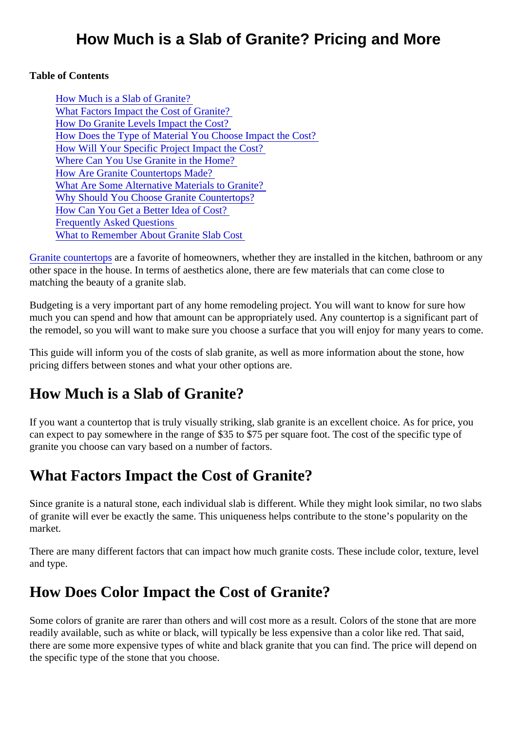# How Much is a Slab of Granite? Pricing and More

**Table of Contents**

- How Much is a Slab of Granite?
- What Factors Impact the Cost of Granite?
- How Do Granite Levels Impact the Cost?
- How Does the Type of Material You Choose Impact the Cost?
- How Will Your Specific Project Impact the Cost?
- Where Can You Use Granite in the Home?
- How Are Granite Countertops Made?
- What Are Some Alternative Materials to Granite?
- Why Should You Choose Granite Countertops?
- How Can You Get a Better Idea of Cost?
- Frequently Asked Questions
- What to Remember About Granite Slab Cost

Granite countertops are a favorite of homeowners, whether they are installed in the kitchen, bathroom or any other space in the house. In terms of aesthetics alone, there are few materials that can come close to matching the beauty of a granite slab.

Budgeting is a very important part of any home remodeling project. You will want to know for sure how much you can spend and how that amount can be appropriately used. Any countertop is a significant part of the remodel, so you will want to make sure you choose a surface that you will enjoy for many years to come.

This guide will inform you of the costs of slab granite, as well as more information about the stone, how pricing differs between stones and what your other options are.

## How Much is a Slab of Granite?

If you want a countertop that is truly visually striking, slab granite is an excellent choice. As for price, you can expect to pay somewhere in the range of $35 to $75 per square foot. The cost of the specific type of granite you choose can vary based on a number of factors.

## What Factors Impact the Cost of Granite?

Since granite is a natural stone, each individual slab is different. While they might look similar, no two slabs of granite will ever be exactly the same. This uniqueness helps contribute to the stone's popularity on the market.

There are many different factors that can impact how much granite costs. These include color, texture, level and type.

## How Does Color Impact the Cost of Granite?

Some colors of granite are rarer than others and will cost more as a result. Colors of the stone that are more readily available, such as white or black, will typically be less expensive than a color like red. That said, there are some more expensive types of white and black granite that you can find. The price will depend on the specific type of the stone that you choose.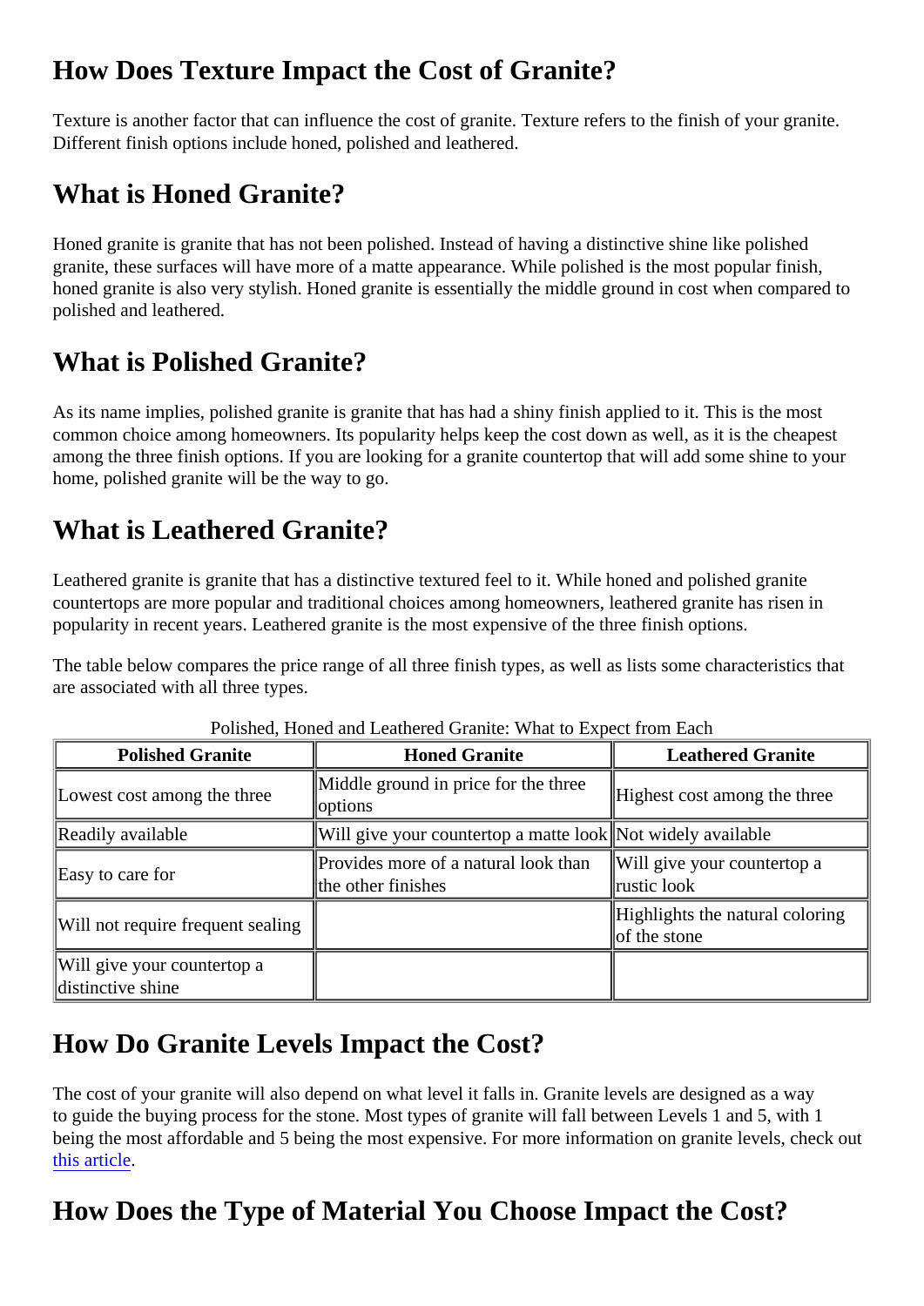## How Does Texture Impact the Cost of Granite?

Texture is another factor that can influence the cost of granite. Texture refers to the finish of your granite. Different finish options include honed, polished and leathered.

## What is Honed Granite?

Honed granite is granite that has not been polished. Instead of having a distinctive shine like polished granite, these surfaces will have more of a matte appearance. While polished is the most popular finish, honed granite is also very stylish. Honed granite is essentially the middle ground in cost when compared to polished and leathered.

## What is Polished Granite?

As its name implies, polished granite is granite that has had a shiny finish applied to it. This is the most common choice among homeowners. Its popularity helps keep the cost down as well, as it is the cheapest among the three finish options. If you are looking for a granite countertop that will add some shine to your home, polished granite will be the way to go.

## What is Leathered Granite?

Leathered granite is granite that has a distinctive textured feel to it. While honed and polished granite countertops are more popular and traditional choices among homeowners, leathered granite has risen in popularity in recent years. Leathered granite is the most expensive of the three finish options.

The table below compares the price range of all three finish types, as well as lists some characteristics that are associated with all three types.

Polished, Honed and Leathered Granite: What to Expect from Each

| Polished Granite | Honed Granite | Leathered Granite |
|---|---|---|
| Lowest cost among the three | Middle ground in price for the three options | Highest cost among the three |
| Readily available | Will give your countertop a matte look | Not widely available |
| Easy to care for | Provides more of a natural look than the other finishes | Will give your countertop a rustic look |
| Will not require frequent sealing | | Highlights the natural coloring of the stone |
| Will give your countertop a distinctive shine | | |

## How Do Granite Levels Impact the Cost?

The cost of your granite will also depend on what level it falls in. Granite levels are designed as a way to guide the buying process for the stone. Most types of granite will fall between Levels 1 and 5, with 1 being the most affordable and 5 being the most expensive. For more information on granite levels, check out this article.

## How Does the Type of Material You Choose Impact the Cost?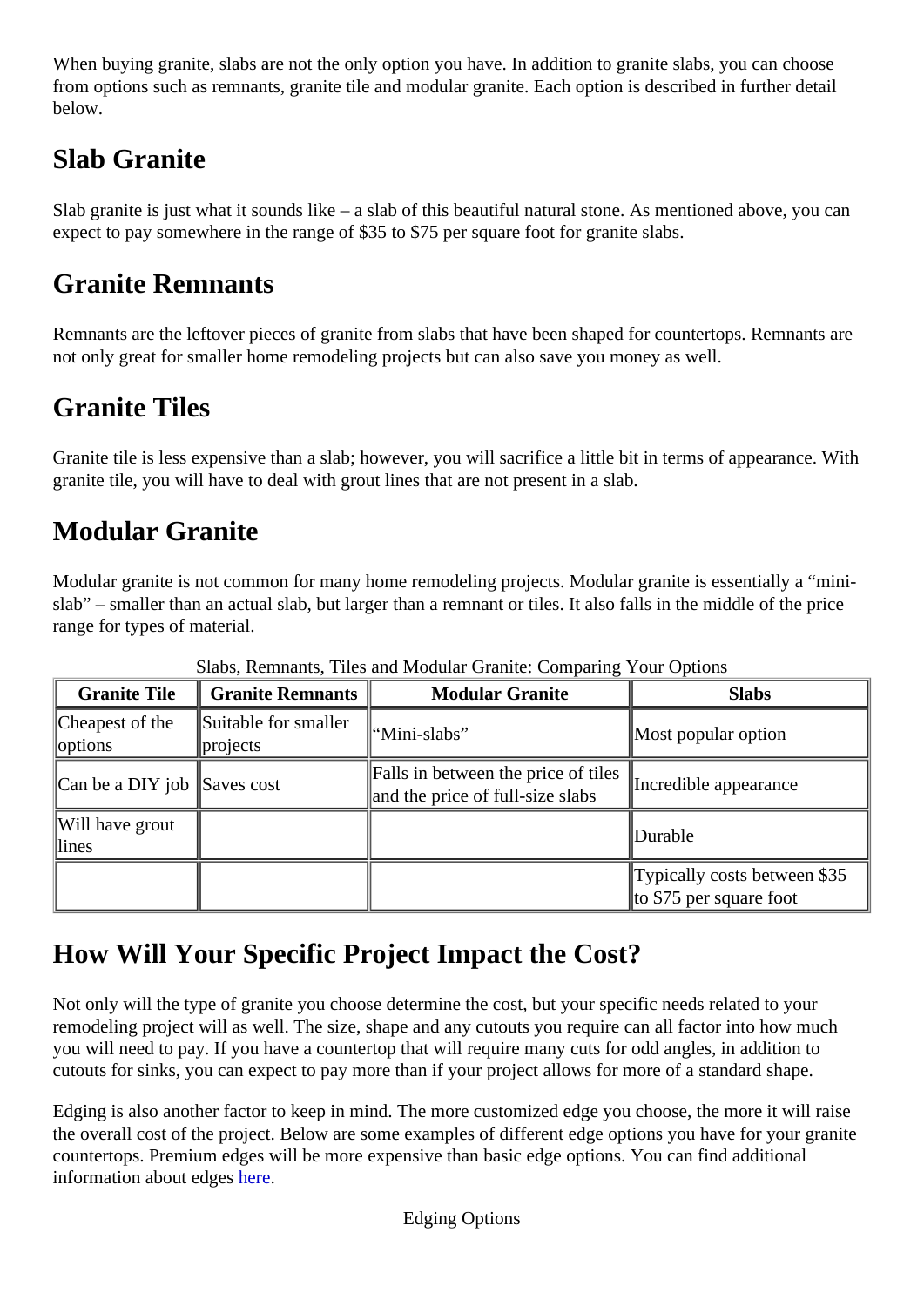When buying granite, slabs are not the only option you have. In addition to granite slabs, you can choose from options such as remnants, granite tile and modular granite. Each option is described in further detail below.

## Slab Granite

Slab granite is just what it sounds like – a slab of this beautiful natural stone. As mentioned above, you can expect to pay somewhere in the range of $35 to $75 per square foot for granite slabs.

## Granite Remnants

Remnants are the leftover pieces of granite from slabs that have been shaped for countertops. Remnants are not only great for smaller home remodeling projects but can also save you money as well.

## Granite Tiles

Granite tile is less expensive than a slab; however, you will sacrifice a little bit in terms of appearance. With granite tile, you will have to deal with grout lines that are not present in a slab.

## Modular Granite

Modular granite is not common for many home remodeling projects. Modular granite is essentially a "mini-slab" – smaller than an actual slab, but larger than a remnant or tiles. It also falls in the middle of the price range for types of material.

Slabs, Remnants, Tiles and Modular Granite: Comparing Your Options

| Granite Tile | Granite Remnants | Modular Granite | Slabs |
| --- | --- | --- | --- |
| Cheapest of the options | Suitable for smaller projects | "Mini-slabs" | Most popular option |
| Can be a DIY job | Saves cost | Falls in between the price of tiles and the price of full-size slabs | Incredible appearance |
| Will have grout lines | | | Durable |
| | | | Typically costs between $35 to $75 per square foot |

## How Will Your Specific Project Impact the Cost?

Not only will the type of granite you choose determine the cost, but your specific needs related to your remodeling project will as well. The size, shape and any cutouts you require can all factor into how much you will need to pay. If you have a countertop that will require many cuts for odd angles, in addition to cutouts for sinks, you can expect to pay more than if your project allows for more of a standard shape.

Edging is also another factor to keep in mind. The more customized edge you choose, the more it will raise the overall cost of the project. Below are some examples of different edge options you have for your granite countertops. Premium edges will be more expensive than basic edge options. You can find additional information about edges here.

Edging Options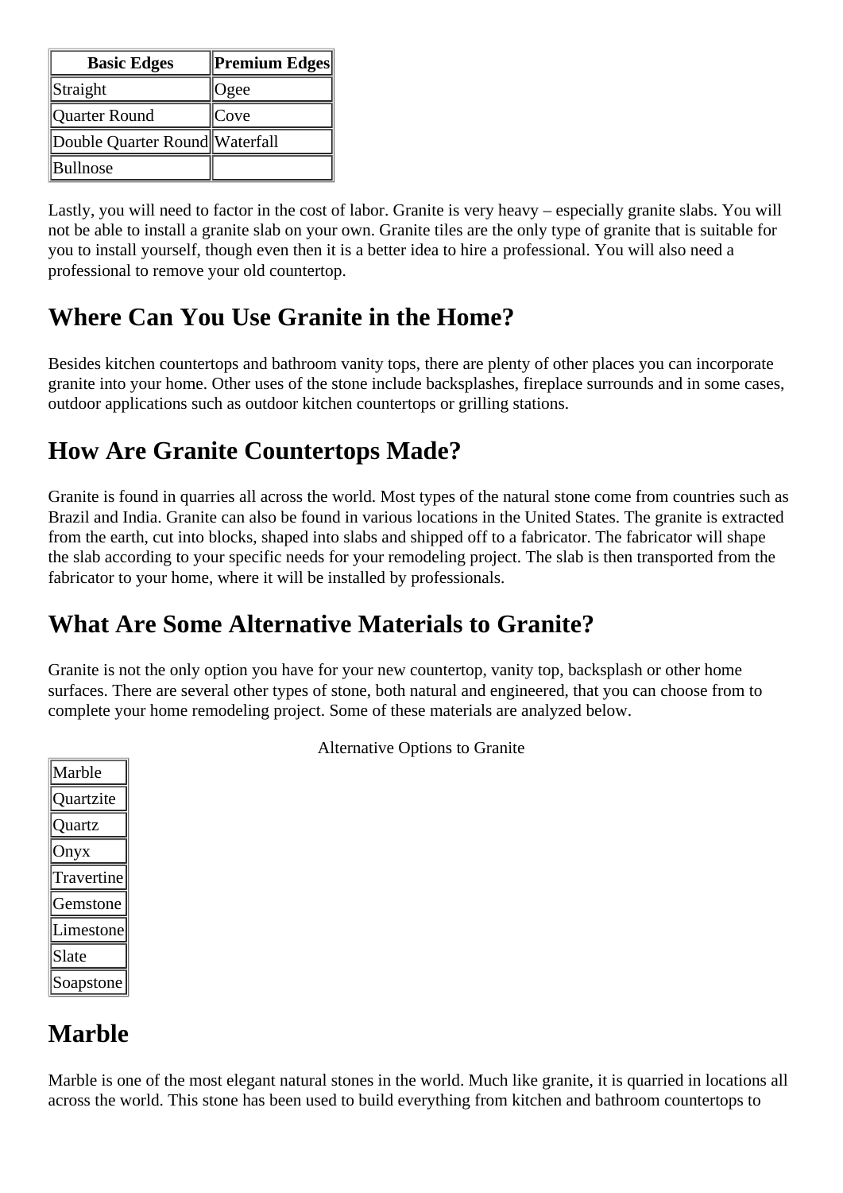| Basic Edges | Premium Edges |
| --- | --- |
| Straight | Ogee |
| Quarter Round | Cove |
| Double Quarter Round | Waterfall |
| Bullnose | |

Lastly, you will need to factor in the cost of labor. Granite is very heavy – especially granite slabs. You will not be able to install a granite slab on your own. Granite tiles are the only type of granite that is suitable for you to install yourself, though even then it is a better idea to hire a professional. You will also need a professional to remove your old countertop.

## Where Can You Use Granite in the Home?

Besides kitchen countertops and bathroom vanity tops, there are plenty of other places you can incorporate granite into your home. Other uses of the stone include backsplashes, fireplace surrounds and in some cases, outdoor applications such as outdoor kitchen countertops or grilling stations.

## How Are Granite Countertops Made?

Granite is found in quarries all across the world. Most types of the natural stone come from countries such as Brazil and India. Granite can also be found in various locations in the United States. The granite is extracted from the earth, cut into blocks, shaped into slabs and shipped off to a fabricator. The fabricator will shape the slab according to your specific needs for your remodeling project. The slab is then transported from the fabricator to your home, where it will be installed by professionals.

## What Are Some Alternative Materials to Granite?

Granite is not the only option you have for your new countertop, vanity top, backsplash or other home surfaces. There are several other types of stone, both natural and engineered, that you can choose from to complete your home remodeling project. Some of these materials are analyzed below.

Alternative Options to Granite

| Alternative Options to Granite |
| --- |
| Marble |
| Quartzite |
| Quartz |
| Onyx |
| Travertine |
| Gemstone |
| Limestone |
| Slate |
| Soapstone |

## Marble

Marble is one of the most elegant natural stones in the world. Much like granite, it is quarried in locations all across the world. This stone has been used to build everything from kitchen and bathroom countertops to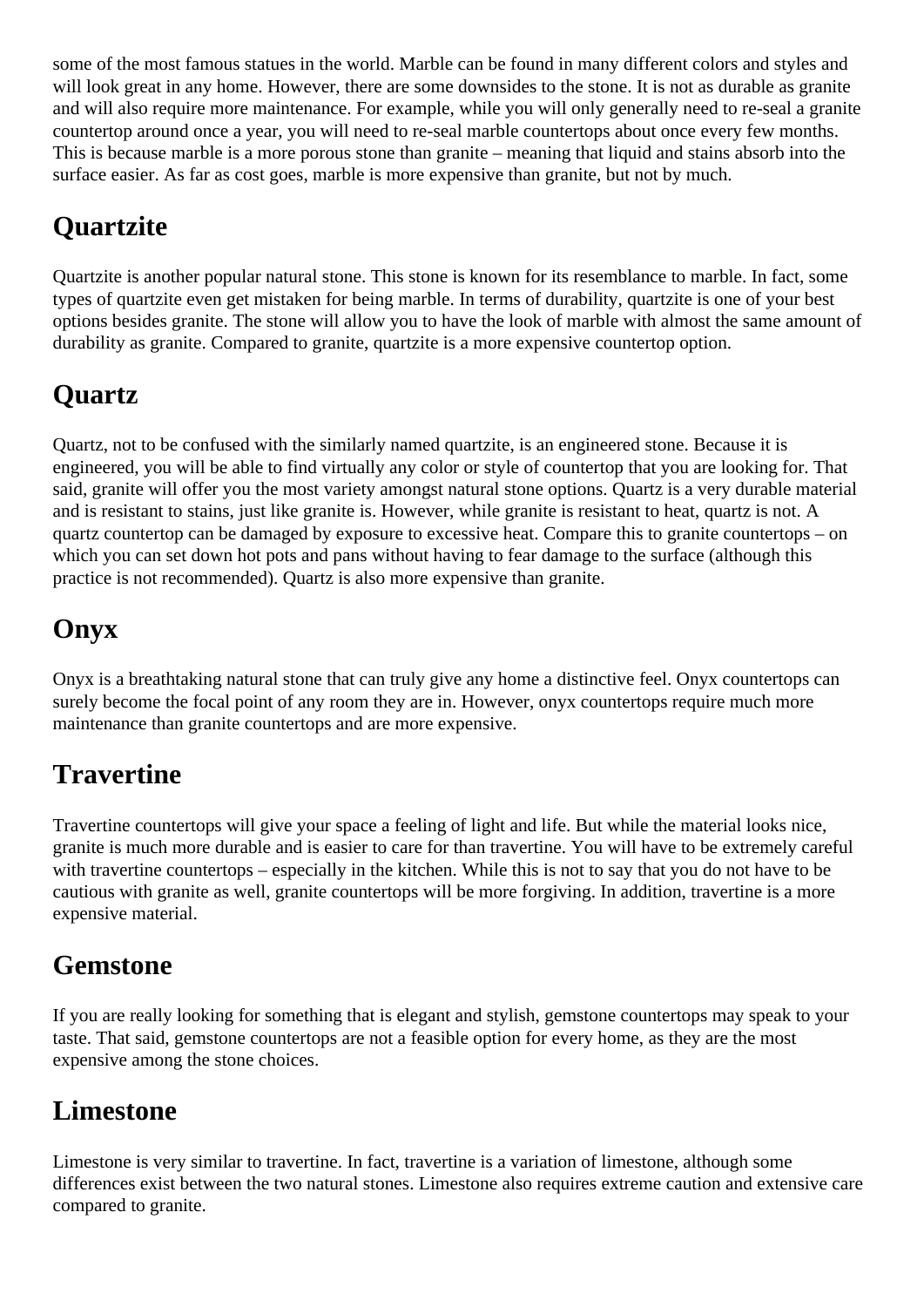some of the most famous statues in the world. Marble can be found in many different colors and styles and will look great in any home. However, there are some downsides to the stone. It is not as durable as granite and will also require more maintenance. For example, while you will only generally need to re-seal a granite countertop around once a year, you will need to re-seal marble countertops about once every few months. This is because marble is a more porous stone than granite – meaning that liquid and stains absorb into the surface easier. As far as cost goes, marble is more expensive than granite, but not by much.

## Quartzite

Quartzite is another popular natural stone. This stone is known for its resemblance to marble. In fact, some types of quartzite even get mistaken for being marble. In terms of durability, quartzite is one of your best options besides granite. The stone will allow you to have the look of marble with almost the same amount of durability as granite. Compared to granite, quartzite is a more expensive countertop option.

## Quartz

Quartz, not to be confused with the similarly named quartzite, is an engineered stone. Because it is engineered, you will be able to find virtually any color or style of countertop that you are looking for. That said, granite will offer you the most variety amongst natural stone options. Quartz is a very durable material and is resistant to stains, just like granite is. However, while granite is resistant to heat, quartz is not. A quartz countertop can be damaged by exposure to excessive heat. Compare this to granite countertops – on which you can set down hot pots and pans without having to fear damage to the surface (although this practice is not recommended). Quartz is also more expensive than granite.

## Onyx

Onyx is a breathtaking natural stone that can truly give any home a distinctive feel. Onyx countertops can surely become the focal point of any room they are in. However, onyx countertops require much more maintenance than granite countertops and are more expensive.

## Travertine

Travertine countertops will give your space a feeling of light and life. But while the material looks nice, granite is much more durable and is easier to care for than travertine. You will have to be extremely careful with travertine countertops – especially in the kitchen. While this is not to say that you do not have to be cautious with granite as well, granite countertops will be more forgiving. In addition, travertine is a more expensive material.

## Gemstone

If you are really looking for something that is elegant and stylish, gemstone countertops may speak to your taste. That said, gemstone countertops are not a feasible option for every home, as they are the most expensive among the stone choices.

## Limestone

Limestone is very similar to travertine. In fact, travertine is a variation of limestone, although some differences exist between the two natural stones. Limestone also requires extreme caution and extensive care compared to granite.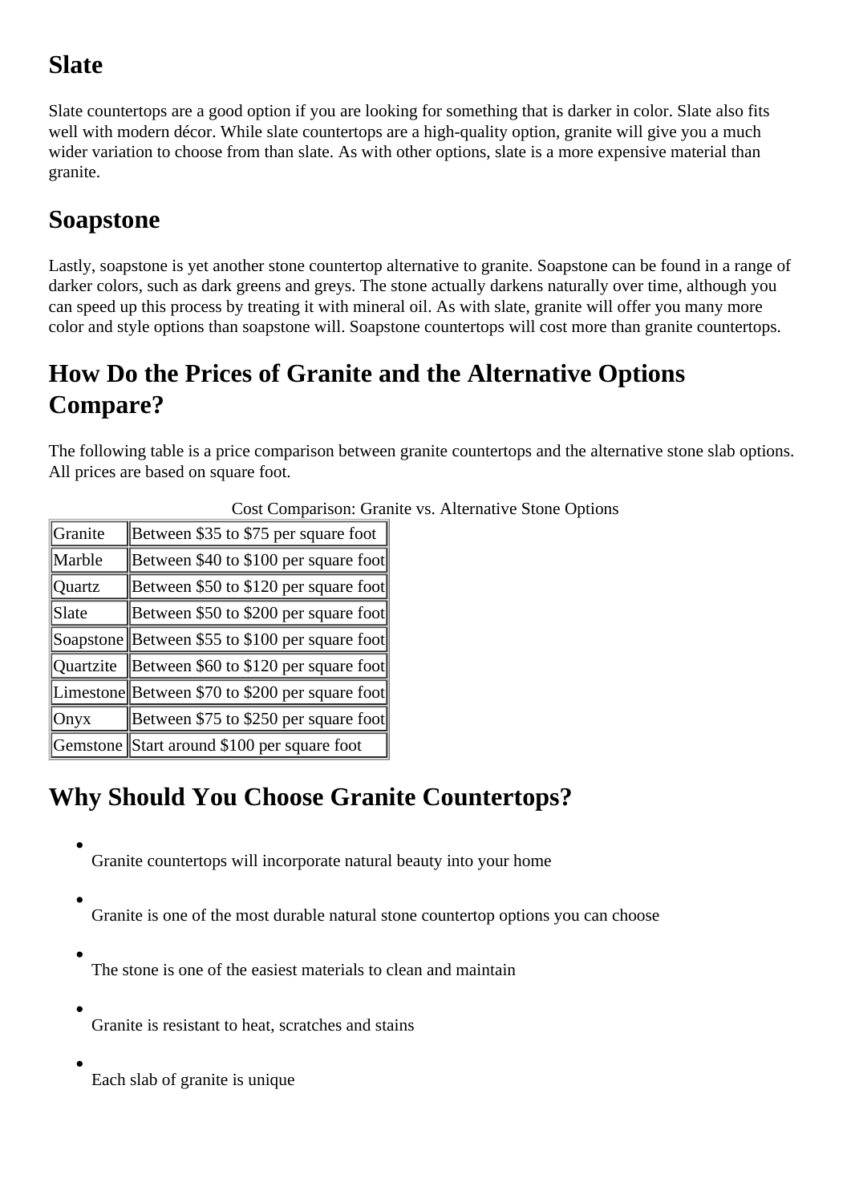## Slate

Slate countertops are a good option if you are looking for something that is darker in color. Slate also fits well with modern décor. While slate countertops are a high-quality option, granite will give you a much wider variation to choose from than slate. As with other options, slate is a more expensive material than granite.

## Soapstone

Lastly, soapstone is yet another stone countertop alternative to granite. Soapstone can be found in a range of darker colors, such as dark greens and greys. The stone actually darkens naturally over time, although you can speed up this process by treating it with mineral oil. As with slate, granite will offer you many more color and style options than soapstone will. Soapstone countertops will cost more than granite countertops.

## How Do the Prices of Granite and the Alternative Options Compare?

The following table is a price comparison between granite countertops and the alternative stone slab options. All prices are based on square foot.

Cost Comparison: Granite vs. Alternative Stone Options

| | |
|---|---|
| Granite | Between $35 to $75 per square foot |
| Marble | Between $40 to $100 per square foot |
| Quartz | Between $50 to $120 per square foot |
| Slate | Between $50 to $200 per square foot |
| Soapstone | Between $55 to $100 per square foot |
| Quartzite | Between $60 to $120 per square foot |
| Limestone | Between $70 to $200 per square foot |
| Onyx | Between $75 to $250 per square foot |
| Gemstone | Start around $100 per square foot |

## Why Should You Choose Granite Countertops?

- Granite countertops will incorporate natural beauty into your home
- Granite is one of the most durable natural stone countertop options you can choose
- The stone is one of the easiest materials to clean and maintain
- Granite is resistant to heat, scratches and stains
- Each slab of granite is unique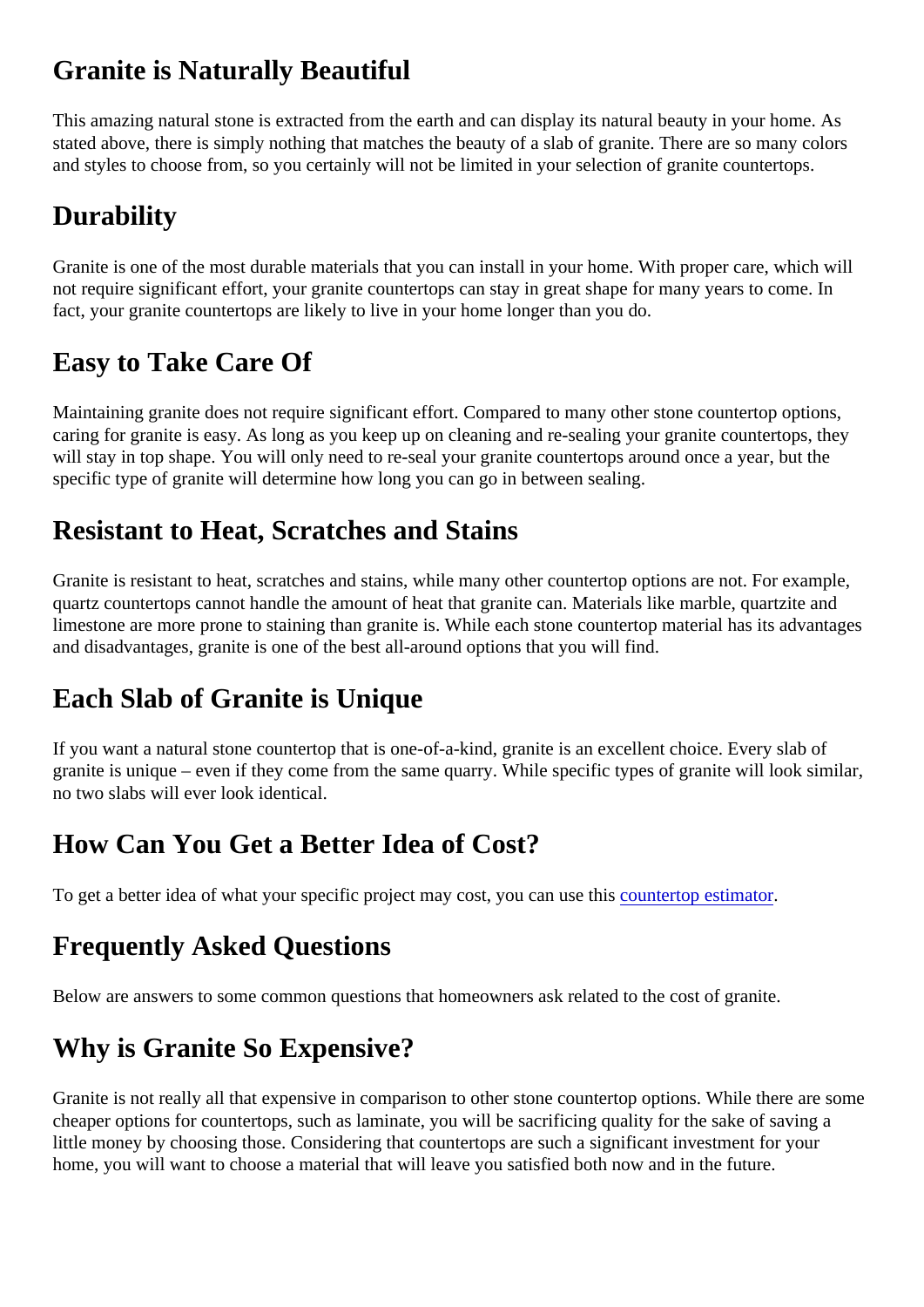## Granite is Naturally Beautiful

This amazing natural stone is extracted from the earth and can display its natural beauty in your home. As stated above, there is simply nothing that matches the beauty of a slab of granite. There are so many colors and styles to choose from, so you certainly will not be limited in your selection of granite countertops.

## Durability

Granite is one of the most durable materials that you can install in your home. With proper care, which will not require significant effort, your granite countertops can stay in great shape for many years to come. In fact, your granite countertops are likely to live in your home longer than you do.

## Easy to Take Care Of

Maintaining granite does not require significant effort. Compared to many other stone countertop options, caring for granite is easy. As long as you keep up on cleaning and re-sealing your granite countertops, they will stay in top shape. You will only need to re-seal your granite countertops around once a year, but the specific type of granite will determine how long you can go in between sealing.

## Resistant to Heat, Scratches and Stains

Granite is resistant to heat, scratches and stains, while many other countertop options are not. For example, quartz countertops cannot handle the amount of heat that granite can. Materials like marble, quartzite and limestone are more prone to staining than granite is. While each stone countertop material has its advantages and disadvantages, granite is one of the best all-around options that you will find.

## Each Slab of Granite is Unique

If you want a natural stone countertop that is one-of-a-kind, granite is an excellent choice. Every slab of granite is unique – even if they come from the same quarry. While specific types of granite will look similar, no two slabs will ever look identical.

## How Can You Get a Better Idea of Cost?

To get a better idea of what your specific project may cost, you can use this countertop estimator.

## Frequently Asked Questions

Below are answers to some common questions that homeowners ask related to the cost of granite.

## Why is Granite So Expensive?

Granite is not really all that expensive in comparison to other stone countertop options. While there are some cheaper options for countertops, such as laminate, you will be sacrificing quality for the sake of saving a little money by choosing those. Considering that countertops are such a significant investment for your home, you will want to choose a material that will leave you satisfied both now and in the future.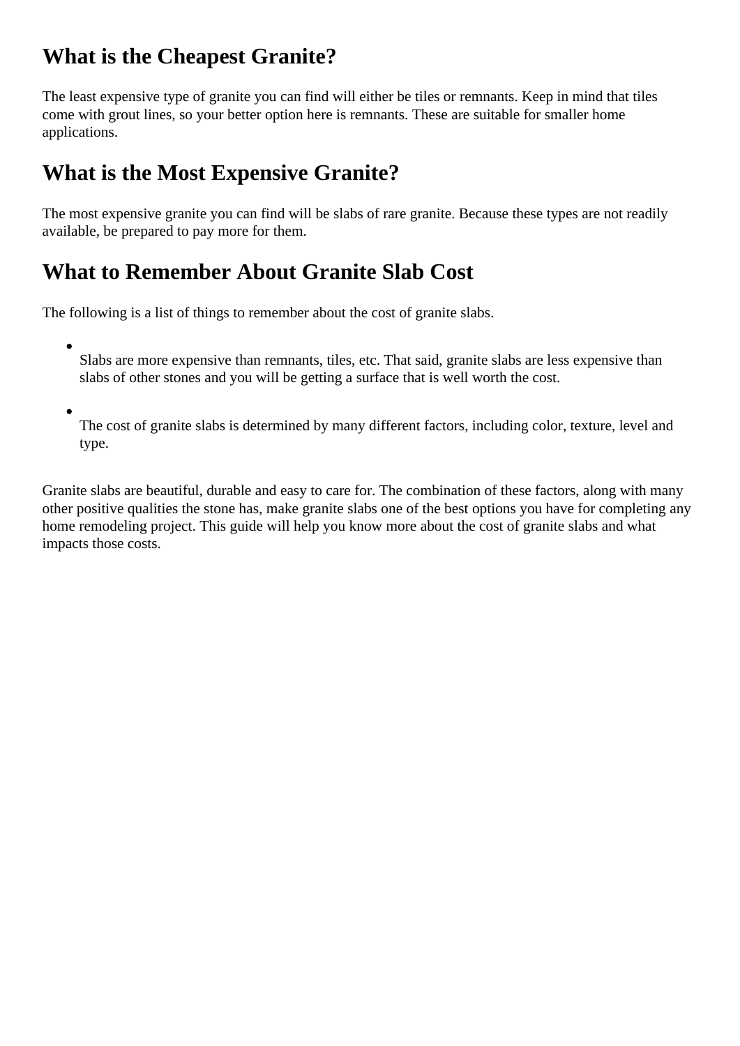## What is the Cheapest Granite?

The least expensive type of granite you can find will either be tiles or remnants. Keep in mind that tiles come with grout lines, so your better option here is remnants. These are suitable for smaller home applications.

## What is the Most Expensive Granite?

The most expensive granite you can find will be slabs of rare granite. Because these types are not readily available, be prepared to pay more for them.

## What to Remember About Granite Slab Cost

The following is a list of things to remember about the cost of granite slabs.

- Slabs are more expensive than remnants, tiles, etc. That said, granite slabs are less expensive than slabs of other stones and you will be getting a surface that is well worth the cost.

- The cost of granite slabs is determined by many different factors, including color, texture, level and type.

Granite slabs are beautiful, durable and easy to care for. The combination of these factors, along with many other positive qualities the stone has, make granite slabs one of the best options you have for completing any home remodeling project. This guide will help you know more about the cost of granite slabs and what impacts those costs.